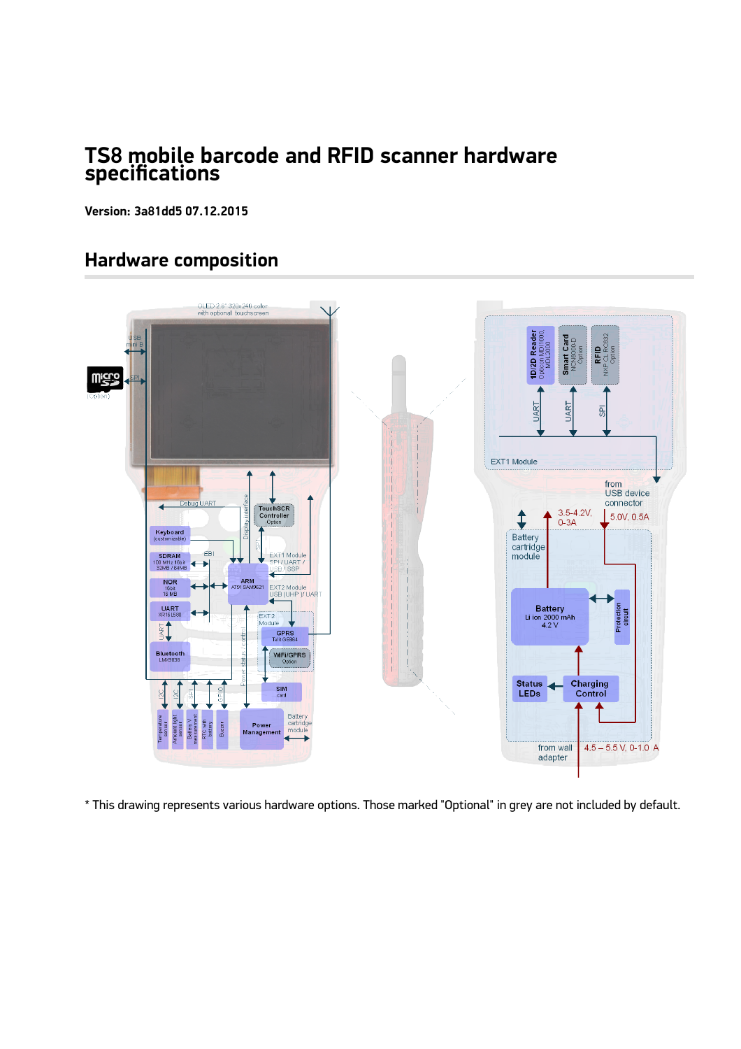# TS8 mobile barcode and RFID scanner hardware specifications

**Version: 3a81dd5 07.12.2015**

## Hardware composition

* This drawing represents various hardware options. Those marked "Optional" in grey are not included by default.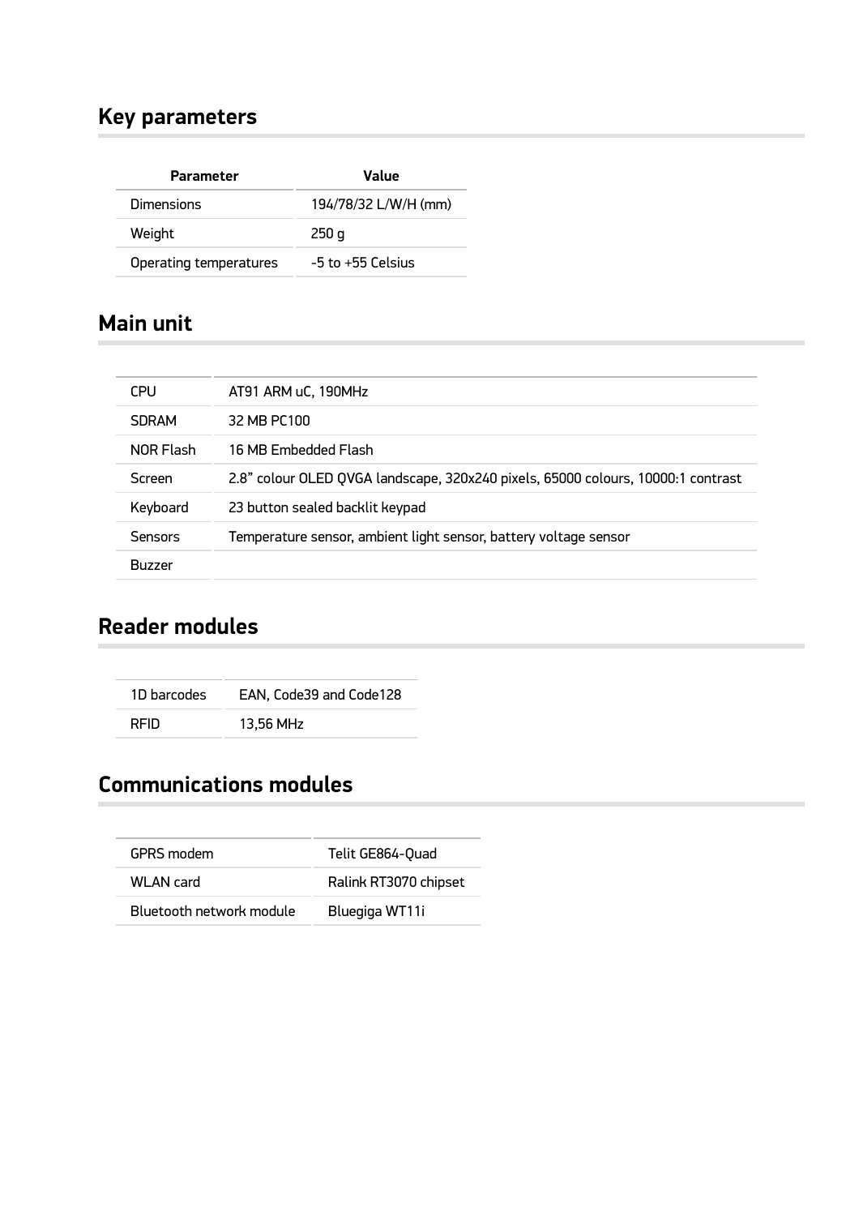## Key parameters

| Parameter | Value |
| --- | --- |
| Dimensions | 194/78/32 L/W/H (mm) |
| Weight | 250 g |
| Operating temperatures | -5 to +55 Celsius |

## Main unit

| | |
| --- | --- |
| CPU | AT91 ARM uC, 190MHz |
| SDRAM | 32 MB PC100 |
| NOR Flash | 16 MB Embedded Flash |
| Screen | 2.8" colour OLED QVGA landscape, 320x240 pixels, 65000 colours, 10000:1 contrast |
| Keyboard | 23 button sealed backlit keypad |
| Sensors | Temperature sensor, ambient light sensor, battery voltage sensor |
| Buzzer | |

## Reader modules

| | |
| --- | --- |
| 1D barcodes | EAN, Code39 and Code128 |
| RFID | 13,56 MHz |

## Communications modules

| | |
| --- | --- |
| GPRS modem | Telit GE864-Quad |
| WLAN card | Ralink RT3070 chipset |
| Bluetooth network module | Bluegiga WT11i |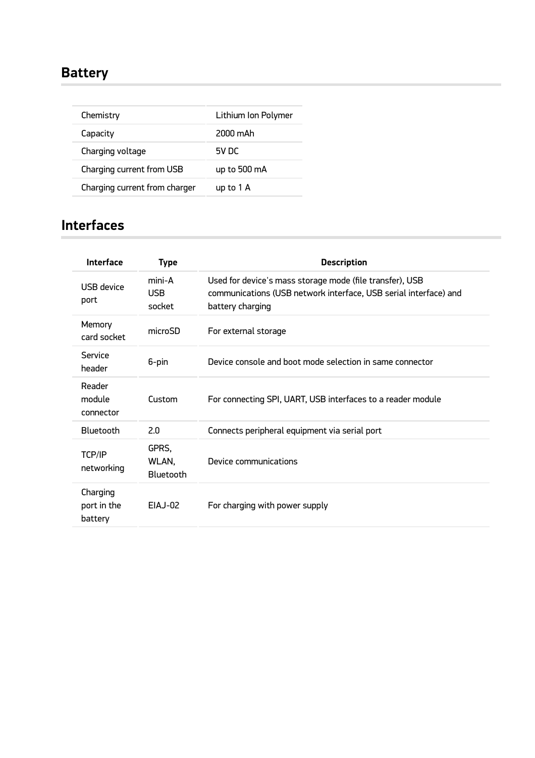## Battery

| | |
|---|---|
| Chemistry | Lithium Ion Polymer |
| Capacity | 2000 mAh |
| Charging voltage | 5V DC |
| Charging current from USB | up to 500 mA |
| Charging current from charger | up to 1 A |

## Interfaces

| Interface | Type | Description |
|---|---|---|
| USB device port | mini-A USB socket | Used for device's mass storage mode (file transfer), USB communications (USB network interface, USB serial interface) and battery charging |
| Memory card socket | microSD | For external storage |
| Service header | 6-pin | Device console and boot mode selection in same connector |
| Reader module connector | Custom | For connecting SPI, UART, USB interfaces to a reader module |
| Bluetooth | 2.0 | Connects peripheral equipment via serial port |
| TCP/IP networking | GPRS, WLAN, Bluetooth | Device communications |
| Charging port in the battery | EIAJ-02 | For charging with power supply |